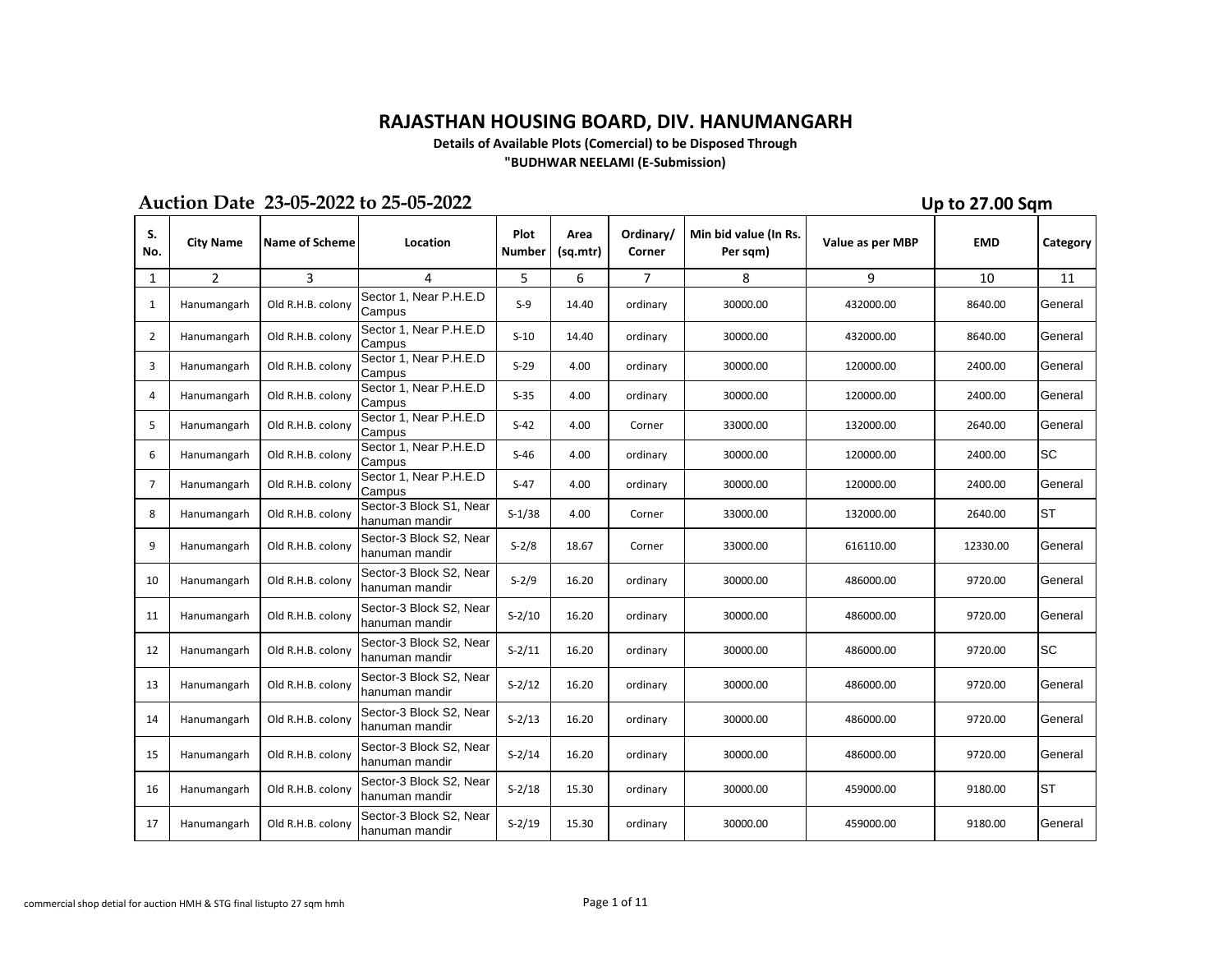# RAJASTHAN HOUSING BOARD, DIV. HANUMANGARH

**Details of Available Plots (Comercial) to be Disposed Through**

**"BUDHWAR NEELAMI (E-Submission)**

## Auction Date 23-05-2022 to 25-05-2022

**Up to 27.00 Sqm**

| S. No. | City Name | Name of Scheme | Location | Plot Number | Area (sq.mtr) | Ordinary/ Corner | Min bid value (In Rs. Per sqm) | Value as per MBP | EMD | Category |
|---|---|---|---|---|---|---|---|---|---|---|
| 1 | 2 | 3 | 4 | 5 | 6 | 7 | 8 | 9 | 10 | 11 |
| 1 | Hanumangarh | Old R.H.B. colony | Sector 1, Near P.H.E.D Campus | S-9 | 14.40 | ordinary | 30000.00 | 432000.00 | 8640.00 | General |
| 2 | Hanumangarh | Old R.H.B. colony | Sector 1, Near P.H.E.D Campus | S-10 | 14.40 | ordinary | 30000.00 | 432000.00 | 8640.00 | General |
| 3 | Hanumangarh | Old R.H.B. colony | Sector 1, Near P.H.E.D Campus | S-29 | 4.00 | ordinary | 30000.00 | 120000.00 | 2400.00 | General |
| 4 | Hanumangarh | Old R.H.B. colony | Sector 1, Near P.H.E.D Campus | S-35 | 4.00 | ordinary | 30000.00 | 120000.00 | 2400.00 | General |
| 5 | Hanumangarh | Old R.H.B. colony | Sector 1, Near P.H.E.D Campus | S-42 | 4.00 | Corner | 33000.00 | 132000.00 | 2640.00 | General |
| 6 | Hanumangarh | Old R.H.B. colony | Sector 1, Near P.H.E.D Campus | S-46 | 4.00 | ordinary | 30000.00 | 120000.00 | 2400.00 | SC |
| 7 | Hanumangarh | Old R.H.B. colony | Sector 1, Near P.H.E.D Campus | S-47 | 4.00 | ordinary | 30000.00 | 120000.00 | 2400.00 | General |
| 8 | Hanumangarh | Old R.H.B. colony | Sector-3 Block S1, Near hanuman mandir | S-1/38 | 4.00 | Corner | 33000.00 | 132000.00 | 2640.00 | ST |
| 9 | Hanumangarh | Old R.H.B. colony | Sector-3 Block S2, Near hanuman mandir | S-2/8 | 18.67 | Corner | 33000.00 | 616110.00 | 12330.00 | General |
| 10 | Hanumangarh | Old R.H.B. colony | Sector-3 Block S2, Near hanuman mandir | S-2/9 | 16.20 | ordinary | 30000.00 | 486000.00 | 9720.00 | General |
| 11 | Hanumangarh | Old R.H.B. colony | Sector-3 Block S2, Near hanuman mandir | S-2/10 | 16.20 | ordinary | 30000.00 | 486000.00 | 9720.00 | General |
| 12 | Hanumangarh | Old R.H.B. colony | Sector-3 Block S2, Near hanuman mandir | S-2/11 | 16.20 | ordinary | 30000.00 | 486000.00 | 9720.00 | SC |
| 13 | Hanumangarh | Old R.H.B. colony | Sector-3 Block S2, Near hanuman mandir | S-2/12 | 16.20 | ordinary | 30000.00 | 486000.00 | 9720.00 | General |
| 14 | Hanumangarh | Old R.H.B. colony | Sector-3 Block S2, Near hanuman mandir | S-2/13 | 16.20 | ordinary | 30000.00 | 486000.00 | 9720.00 | General |
| 15 | Hanumangarh | Old R.H.B. colony | Sector-3 Block S2, Near hanuman mandir | S-2/14 | 16.20 | ordinary | 30000.00 | 486000.00 | 9720.00 | General |
| 16 | Hanumangarh | Old R.H.B. colony | Sector-3 Block S2, Near hanuman mandir | S-2/18 | 15.30 | ordinary | 30000.00 | 459000.00 | 9180.00 | ST |
| 17 | Hanumangarh | Old R.H.B. colony | Sector-3 Block S2, Near hanuman mandir | S-2/19 | 15.30 | ordinary | 30000.00 | 459000.00 | 9180.00 | General |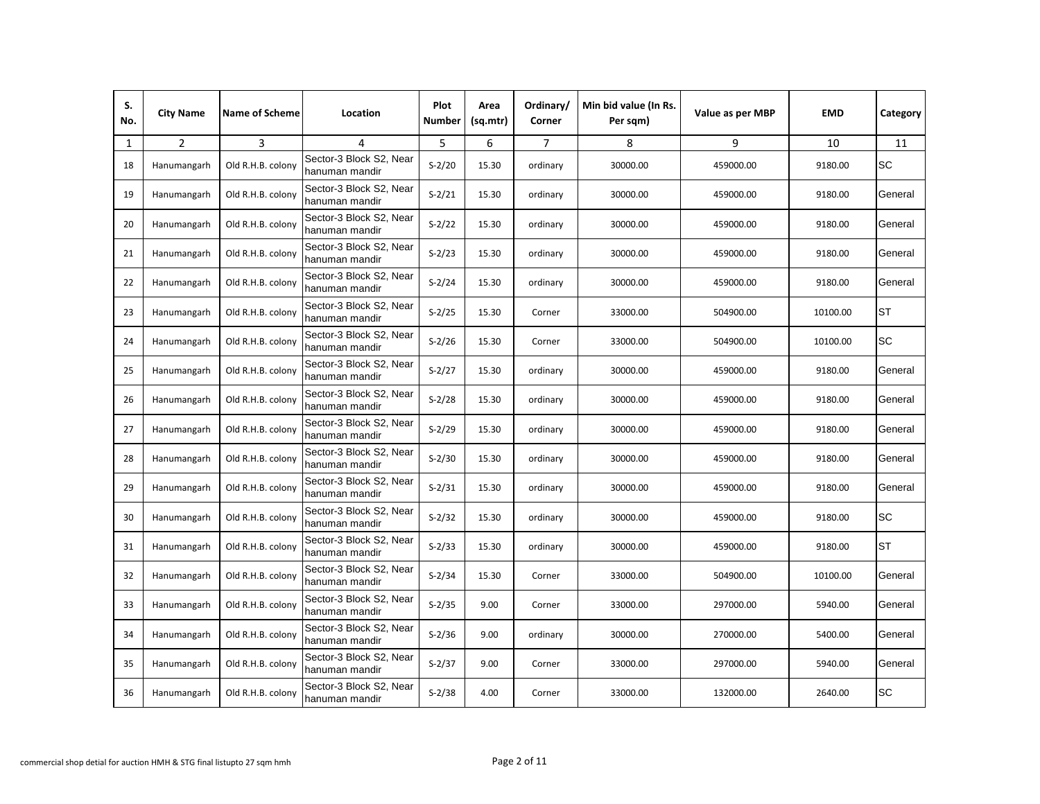| S. No. | City Name | Name of Scheme | Location | Plot Number | Area (sq.mtr) | Ordinary/ Corner | Min bid value (In Rs. Per sqm) | Value as per MBP | EMD | Category |
|---|---|---|---|---|---|---|---|---|---|---|
| 1 | 2 | 3 | 4 | 5 | 6 | 7 | 8 | 9 | 10 | 11 |
| 18 | Hanumangarh | Old R.H.B. colony | Sector-3 Block S2, Near hanuman mandir | S-2/20 | 15.30 | ordinary | 30000.00 | 459000.00 | 9180.00 | SC |
| 19 | Hanumangarh | Old R.H.B. colony | Sector-3 Block S2, Near hanuman mandir | S-2/21 | 15.30 | ordinary | 30000.00 | 459000.00 | 9180.00 | General |
| 20 | Hanumangarh | Old R.H.B. colony | Sector-3 Block S2, Near hanuman mandir | S-2/22 | 15.30 | ordinary | 30000.00 | 459000.00 | 9180.00 | General |
| 21 | Hanumangarh | Old R.H.B. colony | Sector-3 Block S2, Near hanuman mandir | S-2/23 | 15.30 | ordinary | 30000.00 | 459000.00 | 9180.00 | General |
| 22 | Hanumangarh | Old R.H.B. colony | Sector-3 Block S2, Near hanuman mandir | S-2/24 | 15.30 | ordinary | 30000.00 | 459000.00 | 9180.00 | General |
| 23 | Hanumangarh | Old R.H.B. colony | Sector-3 Block S2, Near hanuman mandir | S-2/25 | 15.30 | Corner | 33000.00 | 504900.00 | 10100.00 | ST |
| 24 | Hanumangarh | Old R.H.B. colony | Sector-3 Block S2, Near hanuman mandir | S-2/26 | 15.30 | Corner | 33000.00 | 504900.00 | 10100.00 | SC |
| 25 | Hanumangarh | Old R.H.B. colony | Sector-3 Block S2, Near hanuman mandir | S-2/27 | 15.30 | ordinary | 30000.00 | 459000.00 | 9180.00 | General |
| 26 | Hanumangarh | Old R.H.B. colony | Sector-3 Block S2, Near hanuman mandir | S-2/28 | 15.30 | ordinary | 30000.00 | 459000.00 | 9180.00 | General |
| 27 | Hanumangarh | Old R.H.B. colony | Sector-3 Block S2, Near hanuman mandir | S-2/29 | 15.30 | ordinary | 30000.00 | 459000.00 | 9180.00 | General |
| 28 | Hanumangarh | Old R.H.B. colony | Sector-3 Block S2, Near hanuman mandir | S-2/30 | 15.30 | ordinary | 30000.00 | 459000.00 | 9180.00 | General |
| 29 | Hanumangarh | Old R.H.B. colony | Sector-3 Block S2, Near hanuman mandir | S-2/31 | 15.30 | ordinary | 30000.00 | 459000.00 | 9180.00 | General |
| 30 | Hanumangarh | Old R.H.B. colony | Sector-3 Block S2, Near hanuman mandir | S-2/32 | 15.30 | ordinary | 30000.00 | 459000.00 | 9180.00 | SC |
| 31 | Hanumangarh | Old R.H.B. colony | Sector-3 Block S2, Near hanuman mandir | S-2/33 | 15.30 | ordinary | 30000.00 | 459000.00 | 9180.00 | ST |
| 32 | Hanumangarh | Old R.H.B. colony | Sector-3 Block S2, Near hanuman mandir | S-2/34 | 15.30 | Corner | 33000.00 | 504900.00 | 10100.00 | General |
| 33 | Hanumangarh | Old R.H.B. colony | Sector-3 Block S2, Near hanuman mandir | S-2/35 | 9.00 | Corner | 33000.00 | 297000.00 | 5940.00 | General |
| 34 | Hanumangarh | Old R.H.B. colony | Sector-3 Block S2, Near hanuman mandir | S-2/36 | 9.00 | ordinary | 30000.00 | 270000.00 | 5400.00 | General |
| 35 | Hanumangarh | Old R.H.B. colony | Sector-3 Block S2, Near hanuman mandir | S-2/37 | 9.00 | Corner | 33000.00 | 297000.00 | 5940.00 | General |
| 36 | Hanumangarh | Old R.H.B. colony | Sector-3 Block S2, Near hanuman mandir | S-2/38 | 4.00 | Corner | 33000.00 | 132000.00 | 2640.00 | SC |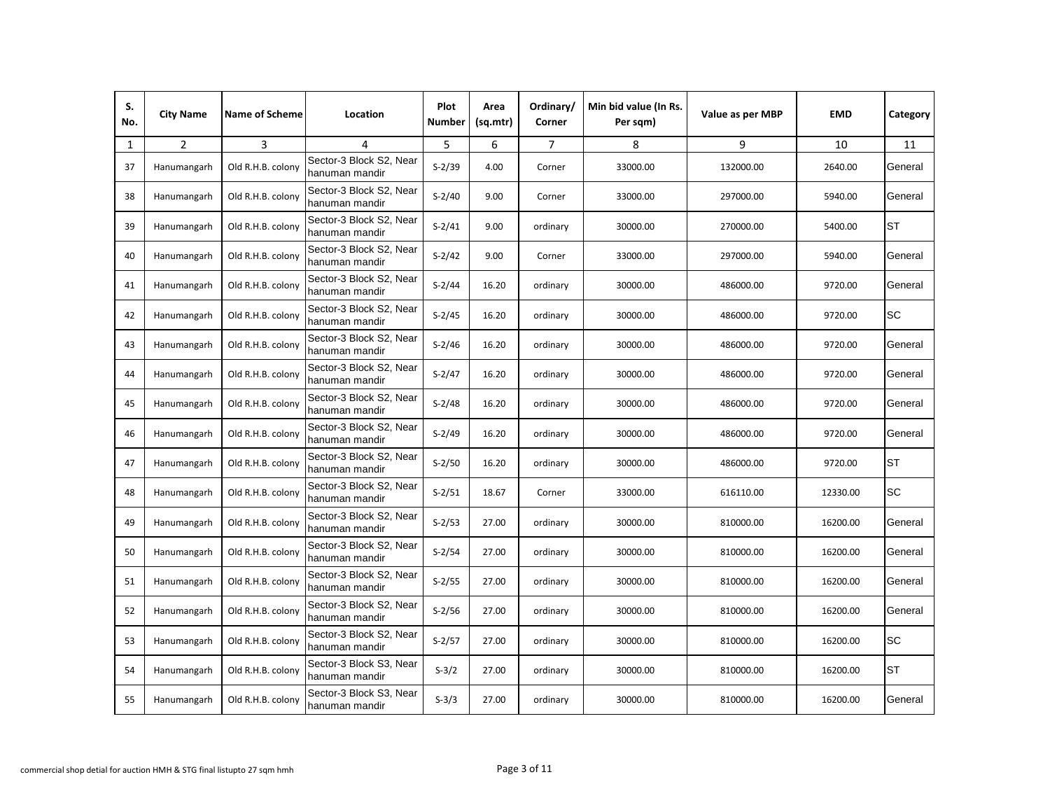| S. No. | City Name | Name of Scheme | Location | Plot Number | Area (sq.mtr) | Ordinary/ Corner | Min bid value (In Rs. Per sqm) | Value as per MBP | EMD | Category |
|---|---|---|---|---|---|---|---|---|---|---|
| 1 | 2 | 3 | 4 | 5 | 6 | 7 | 8 | 9 | 10 | 11 |
| 37 | Hanumangarh | Old R.H.B. colony | Sector-3 Block S2, Near hanuman mandir | S-2/39 | 4.00 | Corner | 33000.00 | 132000.00 | 2640.00 | General |
| 38 | Hanumangarh | Old R.H.B. colony | Sector-3 Block S2, Near hanuman mandir | S-2/40 | 9.00 | Corner | 33000.00 | 297000.00 | 5940.00 | General |
| 39 | Hanumangarh | Old R.H.B. colony | Sector-3 Block S2, Near hanuman mandir | S-2/41 | 9.00 | ordinary | 30000.00 | 270000.00 | 5400.00 | ST |
| 40 | Hanumangarh | Old R.H.B. colony | Sector-3 Block S2, Near hanuman mandir | S-2/42 | 9.00 | Corner | 33000.00 | 297000.00 | 5940.00 | General |
| 41 | Hanumangarh | Old R.H.B. colony | Sector-3 Block S2, Near hanuman mandir | S-2/44 | 16.20 | ordinary | 30000.00 | 486000.00 | 9720.00 | General |
| 42 | Hanumangarh | Old R.H.B. colony | Sector-3 Block S2, Near hanuman mandir | S-2/45 | 16.20 | ordinary | 30000.00 | 486000.00 | 9720.00 | SC |
| 43 | Hanumangarh | Old R.H.B. colony | Sector-3 Block S2, Near hanuman mandir | S-2/46 | 16.20 | ordinary | 30000.00 | 486000.00 | 9720.00 | General |
| 44 | Hanumangarh | Old R.H.B. colony | Sector-3 Block S2, Near hanuman mandir | S-2/47 | 16.20 | ordinary | 30000.00 | 486000.00 | 9720.00 | General |
| 45 | Hanumangarh | Old R.H.B. colony | Sector-3 Block S2, Near hanuman mandir | S-2/48 | 16.20 | ordinary | 30000.00 | 486000.00 | 9720.00 | General |
| 46 | Hanumangarh | Old R.H.B. colony | Sector-3 Block S2, Near hanuman mandir | S-2/49 | 16.20 | ordinary | 30000.00 | 486000.00 | 9720.00 | General |
| 47 | Hanumangarh | Old R.H.B. colony | Sector-3 Block S2, Near hanuman mandir | S-2/50 | 16.20 | ordinary | 30000.00 | 486000.00 | 9720.00 | ST |
| 48 | Hanumangarh | Old R.H.B. colony | Sector-3 Block S2, Near hanuman mandir | S-2/51 | 18.67 | Corner | 33000.00 | 616110.00 | 12330.00 | SC |
| 49 | Hanumangarh | Old R.H.B. colony | Sector-3 Block S2, Near hanuman mandir | S-2/53 | 27.00 | ordinary | 30000.00 | 810000.00 | 16200.00 | General |
| 50 | Hanumangarh | Old R.H.B. colony | Sector-3 Block S2, Near hanuman mandir | S-2/54 | 27.00 | ordinary | 30000.00 | 810000.00 | 16200.00 | General |
| 51 | Hanumangarh | Old R.H.B. colony | Sector-3 Block S2, Near hanuman mandir | S-2/55 | 27.00 | ordinary | 30000.00 | 810000.00 | 16200.00 | General |
| 52 | Hanumangarh | Old R.H.B. colony | Sector-3 Block S2, Near hanuman mandir | S-2/56 | 27.00 | ordinary | 30000.00 | 810000.00 | 16200.00 | General |
| 53 | Hanumangarh | Old R.H.B. colony | Sector-3 Block S2, Near hanuman mandir | S-2/57 | 27.00 | ordinary | 30000.00 | 810000.00 | 16200.00 | SC |
| 54 | Hanumangarh | Old R.H.B. colony | Sector-3 Block S3, Near hanuman mandir | S-3/2 | 27.00 | ordinary | 30000.00 | 810000.00 | 16200.00 | ST |
| 55 | Hanumangarh | Old R.H.B. colony | Sector-3 Block S3, Near hanuman mandir | S-3/3 | 27.00 | ordinary | 30000.00 | 810000.00 | 16200.00 | General |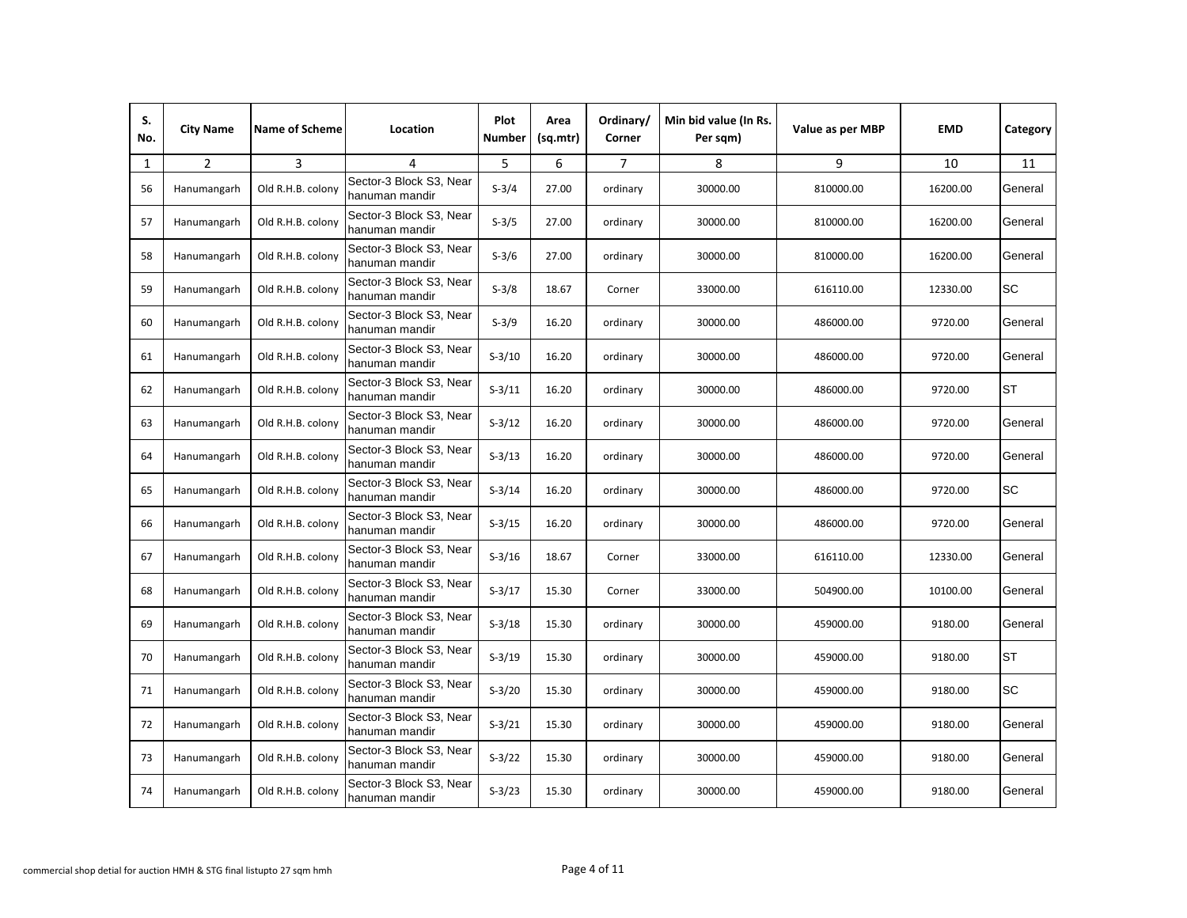| S. No. | City Name | Name of Scheme | Location | Plot Number | Area (sq.mtr) | Ordinary/ Corner | Min bid value (In Rs. Per sqm) | Value as per MBP | EMD | Category |
|---|---|---|---|---|---|---|---|---|---|---|
| 1 | 2 | 3 | 4 | 5 | 6 | 7 | 8 | 9 | 10 | 11 |
| 56 | Hanumangarh | Old R.H.B. colony | Sector-3 Block S3, Near hanuman mandir | S-3/4 | 27.00 | ordinary | 30000.00 | 810000.00 | 16200.00 | General |
| 57 | Hanumangarh | Old R.H.B. colony | Sector-3 Block S3, Near hanuman mandir | S-3/5 | 27.00 | ordinary | 30000.00 | 810000.00 | 16200.00 | General |
| 58 | Hanumangarh | Old R.H.B. colony | Sector-3 Block S3, Near hanuman mandir | S-3/6 | 27.00 | ordinary | 30000.00 | 810000.00 | 16200.00 | General |
| 59 | Hanumangarh | Old R.H.B. colony | Sector-3 Block S3, Near hanuman mandir | S-3/8 | 18.67 | Corner | 33000.00 | 616110.00 | 12330.00 | SC |
| 60 | Hanumangarh | Old R.H.B. colony | Sector-3 Block S3, Near hanuman mandir | S-3/9 | 16.20 | ordinary | 30000.00 | 486000.00 | 9720.00 | General |
| 61 | Hanumangarh | Old R.H.B. colony | Sector-3 Block S3, Near hanuman mandir | S-3/10 | 16.20 | ordinary | 30000.00 | 486000.00 | 9720.00 | General |
| 62 | Hanumangarh | Old R.H.B. colony | Sector-3 Block S3, Near hanuman mandir | S-3/11 | 16.20 | ordinary | 30000.00 | 486000.00 | 9720.00 | ST |
| 63 | Hanumangarh | Old R.H.B. colony | Sector-3 Block S3, Near hanuman mandir | S-3/12 | 16.20 | ordinary | 30000.00 | 486000.00 | 9720.00 | General |
| 64 | Hanumangarh | Old R.H.B. colony | Sector-3 Block S3, Near hanuman mandir | S-3/13 | 16.20 | ordinary | 30000.00 | 486000.00 | 9720.00 | General |
| 65 | Hanumangarh | Old R.H.B. colony | Sector-3 Block S3, Near hanuman mandir | S-3/14 | 16.20 | ordinary | 30000.00 | 486000.00 | 9720.00 | SC |
| 66 | Hanumangarh | Old R.H.B. colony | Sector-3 Block S3, Near hanuman mandir | S-3/15 | 16.20 | ordinary | 30000.00 | 486000.00 | 9720.00 | General |
| 67 | Hanumangarh | Old R.H.B. colony | Sector-3 Block S3, Near hanuman mandir | S-3/16 | 18.67 | Corner | 33000.00 | 616110.00 | 12330.00 | General |
| 68 | Hanumangarh | Old R.H.B. colony | Sector-3 Block S3, Near hanuman mandir | S-3/17 | 15.30 | Corner | 33000.00 | 504900.00 | 10100.00 | General |
| 69 | Hanumangarh | Old R.H.B. colony | Sector-3 Block S3, Near hanuman mandir | S-3/18 | 15.30 | ordinary | 30000.00 | 459000.00 | 9180.00 | General |
| 70 | Hanumangarh | Old R.H.B. colony | Sector-3 Block S3, Near hanuman mandir | S-3/19 | 15.30 | ordinary | 30000.00 | 459000.00 | 9180.00 | ST |
| 71 | Hanumangarh | Old R.H.B. colony | Sector-3 Block S3, Near hanuman mandir | S-3/20 | 15.30 | ordinary | 30000.00 | 459000.00 | 9180.00 | SC |
| 72 | Hanumangarh | Old R.H.B. colony | Sector-3 Block S3, Near hanuman mandir | S-3/21 | 15.30 | ordinary | 30000.00 | 459000.00 | 9180.00 | General |
| 73 | Hanumangarh | Old R.H.B. colony | Sector-3 Block S3, Near hanuman mandir | S-3/22 | 15.30 | ordinary | 30000.00 | 459000.00 | 9180.00 | General |
| 74 | Hanumangarh | Old R.H.B. colony | Sector-3 Block S3, Near hanuman mandir | S-3/23 | 15.30 | ordinary | 30000.00 | 459000.00 | 9180.00 | General |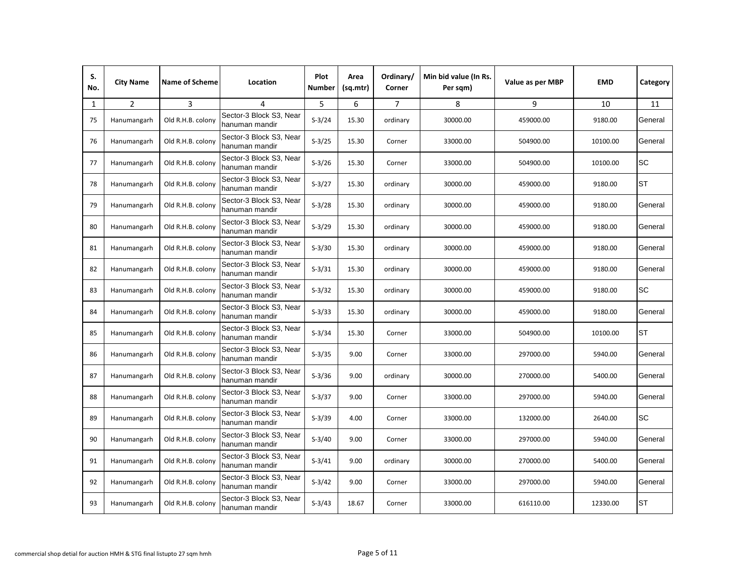| S. No. | City Name | Name of Scheme | Location | Plot Number | Area (sq.mtr) | Ordinary/ Corner | Min bid value (In Rs. Per sqm) | Value as per MBP | EMD | Category |
|---|---|---|---|---|---|---|---|---|---|---|
| 1 | 2 | 3 | 4 | 5 | 6 | 7 | 8 | 9 | 10 | 11 |
| 75 | Hanumangarh | Old R.H.B. colony | Sector-3 Block S3, Near hanuman mandir | S-3/24 | 15.30 | ordinary | 30000.00 | 459000.00 | 9180.00 | General |
| 76 | Hanumangarh | Old R.H.B. colony | Sector-3 Block S3, Near hanuman mandir | S-3/25 | 15.30 | Corner | 33000.00 | 504900.00 | 10100.00 | General |
| 77 | Hanumangarh | Old R.H.B. colony | Sector-3 Block S3, Near hanuman mandir | S-3/26 | 15.30 | Corner | 33000.00 | 504900.00 | 10100.00 | SC |
| 78 | Hanumangarh | Old R.H.B. colony | Sector-3 Block S3, Near hanuman mandir | S-3/27 | 15.30 | ordinary | 30000.00 | 459000.00 | 9180.00 | ST |
| 79 | Hanumangarh | Old R.H.B. colony | Sector-3 Block S3, Near hanuman mandir | S-3/28 | 15.30 | ordinary | 30000.00 | 459000.00 | 9180.00 | General |
| 80 | Hanumangarh | Old R.H.B. colony | Sector-3 Block S3, Near hanuman mandir | S-3/29 | 15.30 | ordinary | 30000.00 | 459000.00 | 9180.00 | General |
| 81 | Hanumangarh | Old R.H.B. colony | Sector-3 Block S3, Near hanuman mandir | S-3/30 | 15.30 | ordinary | 30000.00 | 459000.00 | 9180.00 | General |
| 82 | Hanumangarh | Old R.H.B. colony | Sector-3 Block S3, Near hanuman mandir | S-3/31 | 15.30 | ordinary | 30000.00 | 459000.00 | 9180.00 | General |
| 83 | Hanumangarh | Old R.H.B. colony | Sector-3 Block S3, Near hanuman mandir | S-3/32 | 15.30 | ordinary | 30000.00 | 459000.00 | 9180.00 | SC |
| 84 | Hanumangarh | Old R.H.B. colony | Sector-3 Block S3, Near hanuman mandir | S-3/33 | 15.30 | ordinary | 30000.00 | 459000.00 | 9180.00 | General |
| 85 | Hanumangarh | Old R.H.B. colony | Sector-3 Block S3, Near hanuman mandir | S-3/34 | 15.30 | Corner | 33000.00 | 504900.00 | 10100.00 | ST |
| 86 | Hanumangarh | Old R.H.B. colony | Sector-3 Block S3, Near hanuman mandir | S-3/35 | 9.00 | Corner | 33000.00 | 297000.00 | 5940.00 | General |
| 87 | Hanumangarh | Old R.H.B. colony | Sector-3 Block S3, Near hanuman mandir | S-3/36 | 9.00 | ordinary | 30000.00 | 270000.00 | 5400.00 | General |
| 88 | Hanumangarh | Old R.H.B. colony | Sector-3 Block S3, Near hanuman mandir | S-3/37 | 9.00 | Corner | 33000.00 | 297000.00 | 5940.00 | General |
| 89 | Hanumangarh | Old R.H.B. colony | Sector-3 Block S3, Near hanuman mandir | S-3/39 | 4.00 | Corner | 33000.00 | 132000.00 | 2640.00 | SC |
| 90 | Hanumangarh | Old R.H.B. colony | Sector-3 Block S3, Near hanuman mandir | S-3/40 | 9.00 | Corner | 33000.00 | 297000.00 | 5940.00 | General |
| 91 | Hanumangarh | Old R.H.B. colony | Sector-3 Block S3, Near hanuman mandir | S-3/41 | 9.00 | ordinary | 30000.00 | 270000.00 | 5400.00 | General |
| 92 | Hanumangarh | Old R.H.B. colony | Sector-3 Block S3, Near hanuman mandir | S-3/42 | 9.00 | Corner | 33000.00 | 297000.00 | 5940.00 | General |
| 93 | Hanumangarh | Old R.H.B. colony | Sector-3 Block S3, Near hanuman mandir | S-3/43 | 18.67 | Corner | 33000.00 | 616110.00 | 12330.00 | ST |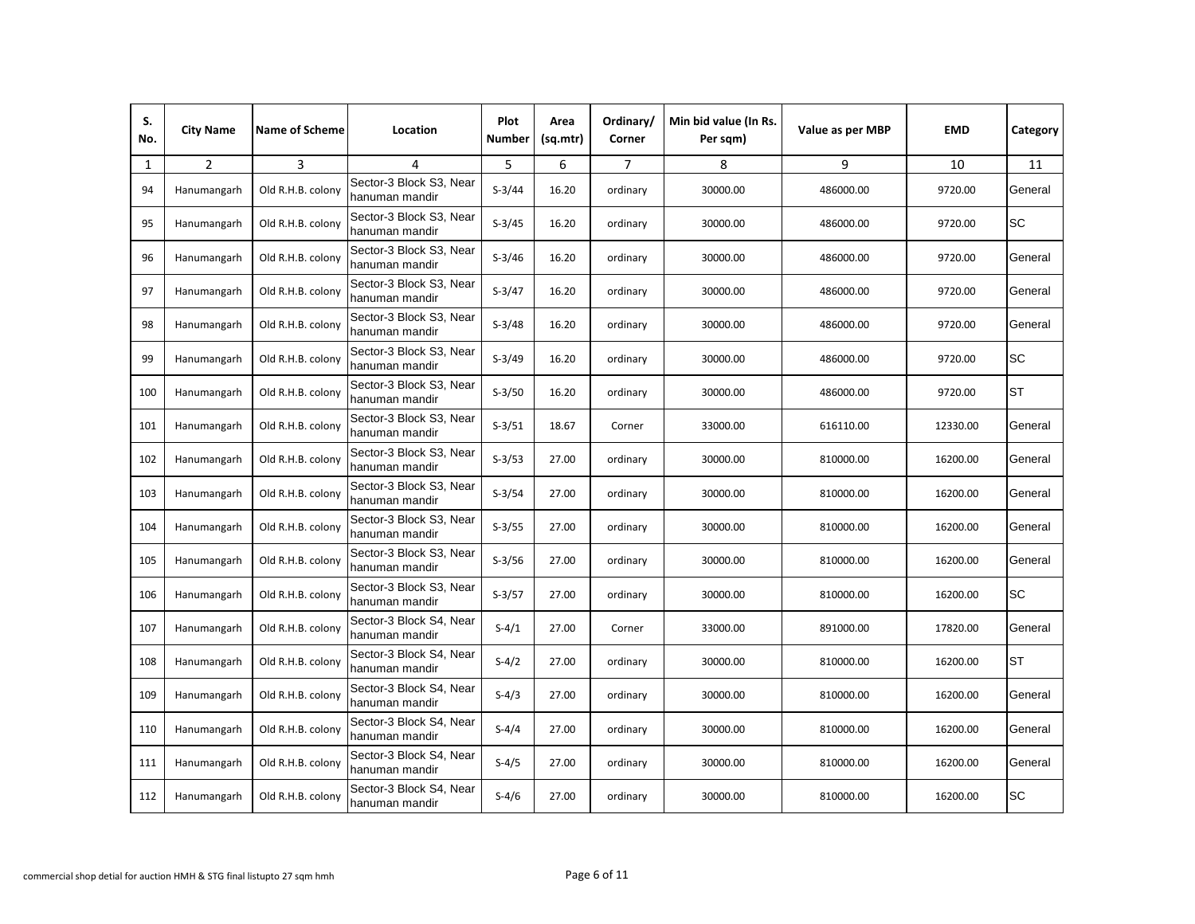| S. No. | City Name | Name of Scheme | Location | Plot Number | Area (sq.mtr) | Ordinary/ Corner | Min bid value (In Rs. Per sqm) | Value as per MBP | EMD | Category |
|---|---|---|---|---|---|---|---|---|---|---|
| 1 | 2 | 3 | 4 | 5 | 6 | 7 | 8 | 9 | 10 | 11 |
| 94 | Hanumangarh | Old R.H.B. colony | Sector-3 Block S3, Near hanuman mandir | S-3/44 | 16.20 | ordinary | 30000.00 | 486000.00 | 9720.00 | General |
| 95 | Hanumangarh | Old R.H.B. colony | Sector-3 Block S3, Near hanuman mandir | S-3/45 | 16.20 | ordinary | 30000.00 | 486000.00 | 9720.00 | SC |
| 96 | Hanumangarh | Old R.H.B. colony | Sector-3 Block S3, Near hanuman mandir | S-3/46 | 16.20 | ordinary | 30000.00 | 486000.00 | 9720.00 | General |
| 97 | Hanumangarh | Old R.H.B. colony | Sector-3 Block S3, Near hanuman mandir | S-3/47 | 16.20 | ordinary | 30000.00 | 486000.00 | 9720.00 | General |
| 98 | Hanumangarh | Old R.H.B. colony | Sector-3 Block S3, Near hanuman mandir | S-3/48 | 16.20 | ordinary | 30000.00 | 486000.00 | 9720.00 | General |
| 99 | Hanumangarh | Old R.H.B. colony | Sector-3 Block S3, Near hanuman mandir | S-3/49 | 16.20 | ordinary | 30000.00 | 486000.00 | 9720.00 | SC |
| 100 | Hanumangarh | Old R.H.B. colony | Sector-3 Block S3, Near hanuman mandir | S-3/50 | 16.20 | ordinary | 30000.00 | 486000.00 | 9720.00 | ST |
| 101 | Hanumangarh | Old R.H.B. colony | Sector-3 Block S3, Near hanuman mandir | S-3/51 | 18.67 | Corner | 33000.00 | 616110.00 | 12330.00 | General |
| 102 | Hanumangarh | Old R.H.B. colony | Sector-3 Block S3, Near hanuman mandir | S-3/53 | 27.00 | ordinary | 30000.00 | 810000.00 | 16200.00 | General |
| 103 | Hanumangarh | Old R.H.B. colony | Sector-3 Block S3, Near hanuman mandir | S-3/54 | 27.00 | ordinary | 30000.00 | 810000.00 | 16200.00 | General |
| 104 | Hanumangarh | Old R.H.B. colony | Sector-3 Block S3, Near hanuman mandir | S-3/55 | 27.00 | ordinary | 30000.00 | 810000.00 | 16200.00 | General |
| 105 | Hanumangarh | Old R.H.B. colony | Sector-3 Block S3, Near hanuman mandir | S-3/56 | 27.00 | ordinary | 30000.00 | 810000.00 | 16200.00 | General |
| 106 | Hanumangarh | Old R.H.B. colony | Sector-3 Block S3, Near hanuman mandir | S-3/57 | 27.00 | ordinary | 30000.00 | 810000.00 | 16200.00 | SC |
| 107 | Hanumangarh | Old R.H.B. colony | Sector-3 Block S4, Near hanuman mandir | S-4/1 | 27.00 | Corner | 33000.00 | 891000.00 | 17820.00 | General |
| 108 | Hanumangarh | Old R.H.B. colony | Sector-3 Block S4, Near hanuman mandir | S-4/2 | 27.00 | ordinary | 30000.00 | 810000.00 | 16200.00 | ST |
| 109 | Hanumangarh | Old R.H.B. colony | Sector-3 Block S4, Near hanuman mandir | S-4/3 | 27.00 | ordinary | 30000.00 | 810000.00 | 16200.00 | General |
| 110 | Hanumangarh | Old R.H.B. colony | Sector-3 Block S4, Near hanuman mandir | S-4/4 | 27.00 | ordinary | 30000.00 | 810000.00 | 16200.00 | General |
| 111 | Hanumangarh | Old R.H.B. colony | Sector-3 Block S4, Near hanuman mandir | S-4/5 | 27.00 | ordinary | 30000.00 | 810000.00 | 16200.00 | General |
| 112 | Hanumangarh | Old R.H.B. colony | Sector-3 Block S4, Near hanuman mandir | S-4/6 | 27.00 | ordinary | 30000.00 | 810000.00 | 16200.00 | SC |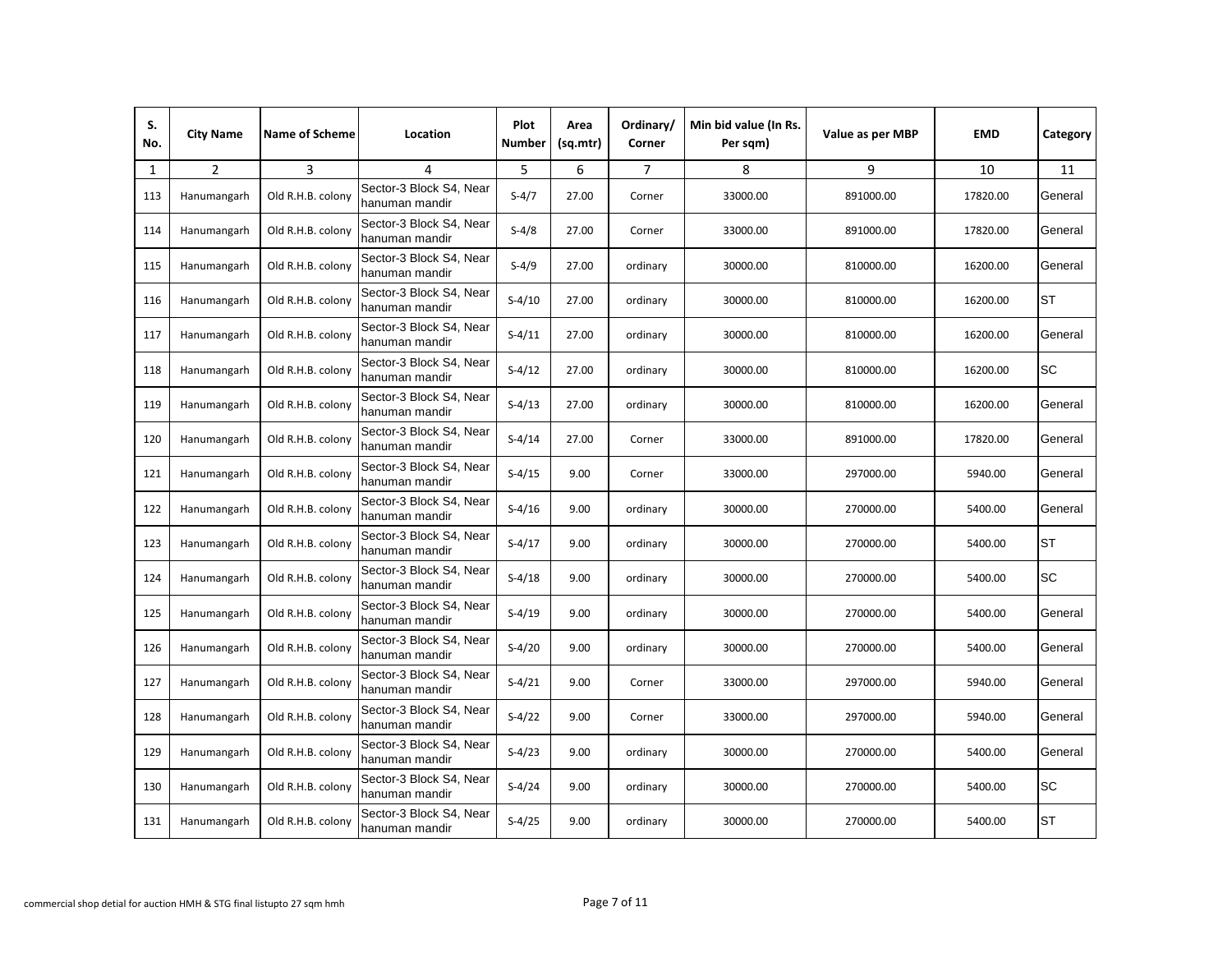| S. No. | City Name | Name of Scheme | Location | Plot Number | Area (sq.mtr) | Ordinary/ Corner | Min bid value (In Rs. Per sqm) | Value as per MBP | EMD | Category |
|---|---|---|---|---|---|---|---|---|---|---|
| 1 | 2 | 3 | 4 | 5 | 6 | 7 | 8 | 9 | 10 | 11 |
| 113 | Hanumangarh | Old R.H.B. colony | Sector-3 Block S4, Near hanuman mandir | S-4/7 | 27.00 | Corner | 33000.00 | 891000.00 | 17820.00 | General |
| 114 | Hanumangarh | Old R.H.B. colony | Sector-3 Block S4, Near hanuman mandir | S-4/8 | 27.00 | Corner | 33000.00 | 891000.00 | 17820.00 | General |
| 115 | Hanumangarh | Old R.H.B. colony | Sector-3 Block S4, Near hanuman mandir | S-4/9 | 27.00 | ordinary | 30000.00 | 810000.00 | 16200.00 | General |
| 116 | Hanumangarh | Old R.H.B. colony | Sector-3 Block S4, Near hanuman mandir | S-4/10 | 27.00 | ordinary | 30000.00 | 810000.00 | 16200.00 | ST |
| 117 | Hanumangarh | Old R.H.B. colony | Sector-3 Block S4, Near hanuman mandir | S-4/11 | 27.00 | ordinary | 30000.00 | 810000.00 | 16200.00 | General |
| 118 | Hanumangarh | Old R.H.B. colony | Sector-3 Block S4, Near hanuman mandir | S-4/12 | 27.00 | ordinary | 30000.00 | 810000.00 | 16200.00 | SC |
| 119 | Hanumangarh | Old R.H.B. colony | Sector-3 Block S4, Near hanuman mandir | S-4/13 | 27.00 | ordinary | 30000.00 | 810000.00 | 16200.00 | General |
| 120 | Hanumangarh | Old R.H.B. colony | Sector-3 Block S4, Near hanuman mandir | S-4/14 | 27.00 | Corner | 33000.00 | 891000.00 | 17820.00 | General |
| 121 | Hanumangarh | Old R.H.B. colony | Sector-3 Block S4, Near hanuman mandir | S-4/15 | 9.00 | Corner | 33000.00 | 297000.00 | 5940.00 | General |
| 122 | Hanumangarh | Old R.H.B. colony | Sector-3 Block S4, Near hanuman mandir | S-4/16 | 9.00 | ordinary | 30000.00 | 270000.00 | 5400.00 | General |
| 123 | Hanumangarh | Old R.H.B. colony | Sector-3 Block S4, Near hanuman mandir | S-4/17 | 9.00 | ordinary | 30000.00 | 270000.00 | 5400.00 | ST |
| 124 | Hanumangarh | Old R.H.B. colony | Sector-3 Block S4, Near hanuman mandir | S-4/18 | 9.00 | ordinary | 30000.00 | 270000.00 | 5400.00 | SC |
| 125 | Hanumangarh | Old R.H.B. colony | Sector-3 Block S4, Near hanuman mandir | S-4/19 | 9.00 | ordinary | 30000.00 | 270000.00 | 5400.00 | General |
| 126 | Hanumangarh | Old R.H.B. colony | Sector-3 Block S4, Near hanuman mandir | S-4/20 | 9.00 | ordinary | 30000.00 | 270000.00 | 5400.00 | General |
| 127 | Hanumangarh | Old R.H.B. colony | Sector-3 Block S4, Near hanuman mandir | S-4/21 | 9.00 | Corner | 33000.00 | 297000.00 | 5940.00 | General |
| 128 | Hanumangarh | Old R.H.B. colony | Sector-3 Block S4, Near hanuman mandir | S-4/22 | 9.00 | Corner | 33000.00 | 297000.00 | 5940.00 | General |
| 129 | Hanumangarh | Old R.H.B. colony | Sector-3 Block S4, Near hanuman mandir | S-4/23 | 9.00 | ordinary | 30000.00 | 270000.00 | 5400.00 | General |
| 130 | Hanumangarh | Old R.H.B. colony | Sector-3 Block S4, Near hanuman mandir | S-4/24 | 9.00 | ordinary | 30000.00 | 270000.00 | 5400.00 | SC |
| 131 | Hanumangarh | Old R.H.B. colony | Sector-3 Block S4, Near hanuman mandir | S-4/25 | 9.00 | ordinary | 30000.00 | 270000.00 | 5400.00 | ST |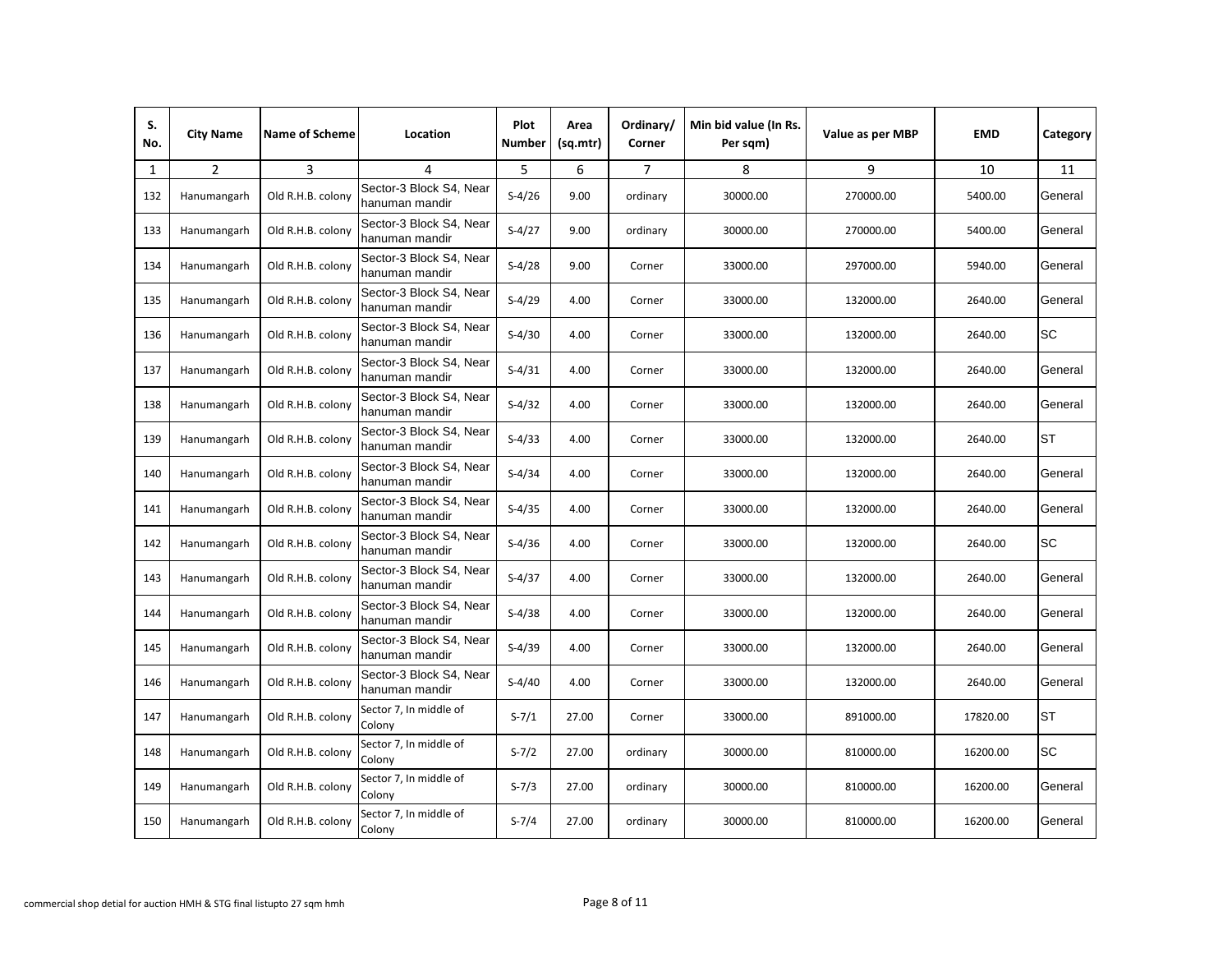| S. No. | City Name | Name of Scheme | Location | Plot Number | Area (sq.mtr) | Ordinary/ Corner | Min bid value (In Rs. Per sqm) | Value as per MBP | EMD | Category |
|---|---|---|---|---|---|---|---|---|---|---|
| 1 | 2 | 3 | 4 | 5 | 6 | 7 | 8 | 9 | 10 | 11 |
| 132 | Hanumangarh | Old R.H.B. colony | Sector-3 Block S4, Near hanuman mandir | S-4/26 | 9.00 | ordinary | 30000.00 | 270000.00 | 5400.00 | General |
| 133 | Hanumangarh | Old R.H.B. colony | Sector-3 Block S4, Near hanuman mandir | S-4/27 | 9.00 | ordinary | 30000.00 | 270000.00 | 5400.00 | General |
| 134 | Hanumangarh | Old R.H.B. colony | Sector-3 Block S4, Near hanuman mandir | S-4/28 | 9.00 | Corner | 33000.00 | 297000.00 | 5940.00 | General |
| 135 | Hanumangarh | Old R.H.B. colony | Sector-3 Block S4, Near hanuman mandir | S-4/29 | 4.00 | Corner | 33000.00 | 132000.00 | 2640.00 | General |
| 136 | Hanumangarh | Old R.H.B. colony | Sector-3 Block S4, Near hanuman mandir | S-4/30 | 4.00 | Corner | 33000.00 | 132000.00 | 2640.00 | SC |
| 137 | Hanumangarh | Old R.H.B. colony | Sector-3 Block S4, Near hanuman mandir | S-4/31 | 4.00 | Corner | 33000.00 | 132000.00 | 2640.00 | General |
| 138 | Hanumangarh | Old R.H.B. colony | Sector-3 Block S4, Near hanuman mandir | S-4/32 | 4.00 | Corner | 33000.00 | 132000.00 | 2640.00 | General |
| 139 | Hanumangarh | Old R.H.B. colony | Sector-3 Block S4, Near hanuman mandir | S-4/33 | 4.00 | Corner | 33000.00 | 132000.00 | 2640.00 | ST |
| 140 | Hanumangarh | Old R.H.B. colony | Sector-3 Block S4, Near hanuman mandir | S-4/34 | 4.00 | Corner | 33000.00 | 132000.00 | 2640.00 | General |
| 141 | Hanumangarh | Old R.H.B. colony | Sector-3 Block S4, Near hanuman mandir | S-4/35 | 4.00 | Corner | 33000.00 | 132000.00 | 2640.00 | General |
| 142 | Hanumangarh | Old R.H.B. colony | Sector-3 Block S4, Near hanuman mandir | S-4/36 | 4.00 | Corner | 33000.00 | 132000.00 | 2640.00 | SC |
| 143 | Hanumangarh | Old R.H.B. colony | Sector-3 Block S4, Near hanuman mandir | S-4/37 | 4.00 | Corner | 33000.00 | 132000.00 | 2640.00 | General |
| 144 | Hanumangarh | Old R.H.B. colony | Sector-3 Block S4, Near hanuman mandir | S-4/38 | 4.00 | Corner | 33000.00 | 132000.00 | 2640.00 | General |
| 145 | Hanumangarh | Old R.H.B. colony | Sector-3 Block S4, Near hanuman mandir | S-4/39 | 4.00 | Corner | 33000.00 | 132000.00 | 2640.00 | General |
| 146 | Hanumangarh | Old R.H.B. colony | Sector-3 Block S4, Near hanuman mandir | S-4/40 | 4.00 | Corner | 33000.00 | 132000.00 | 2640.00 | General |
| 147 | Hanumangarh | Old R.H.B. colony | Sector 7, In middle of Colony | S-7/1 | 27.00 | Corner | 33000.00 | 891000.00 | 17820.00 | ST |
| 148 | Hanumangarh | Old R.H.B. colony | Sector 7, In middle of Colony | S-7/2 | 27.00 | ordinary | 30000.00 | 810000.00 | 16200.00 | SC |
| 149 | Hanumangarh | Old R.H.B. colony | Sector 7, In middle of Colony | S-7/3 | 27.00 | ordinary | 30000.00 | 810000.00 | 16200.00 | General |
| 150 | Hanumangarh | Old R.H.B. colony | Sector 7, In middle of Colony | S-7/4 | 27.00 | ordinary | 30000.00 | 810000.00 | 16200.00 | General |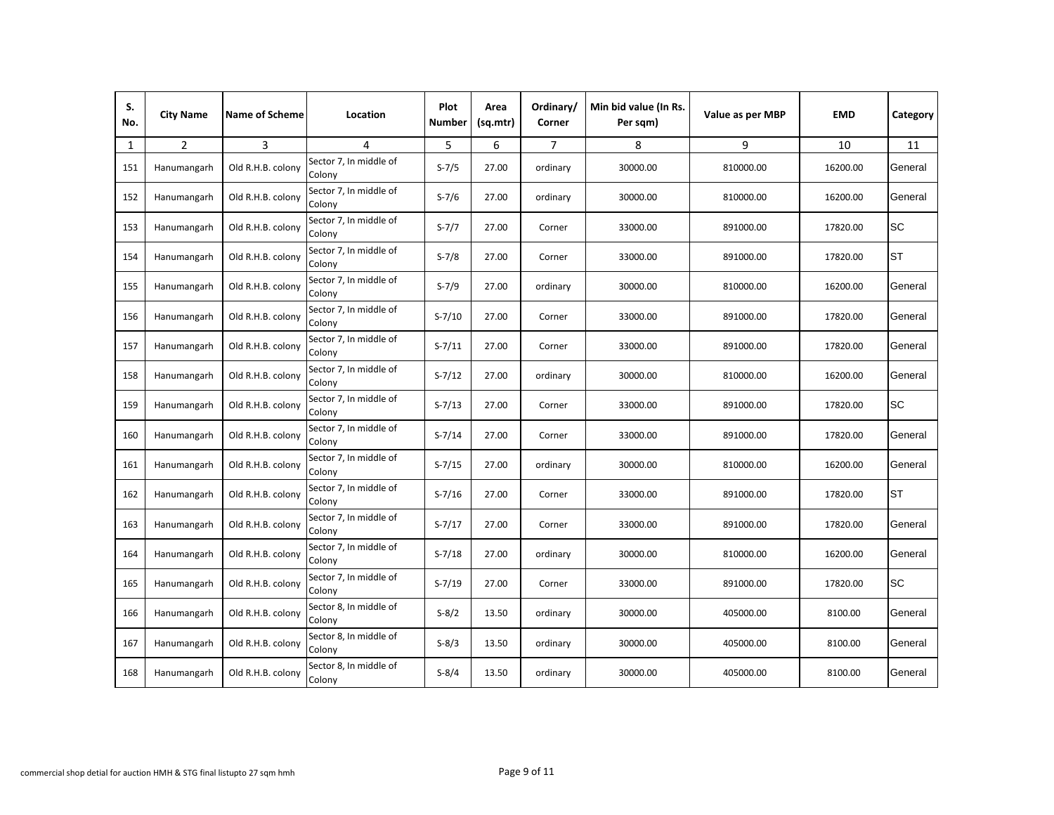| S. No. | City Name | Name of Scheme | Location | Plot Number | Area (sq.mtr) | Ordinary/ Corner | Min bid value (In Rs. Per sqm) | Value as per MBP | EMD | Category |
|---|---|---|---|---|---|---|---|---|---|---|
| 1 | 2 | 3 | 4 | 5 | 6 | 7 | 8 | 9 | 10 | 11 |
| 151 | Hanumangarh | Old R.H.B. colony | Sector 7, In middle of Colony | S-7/5 | 27.00 | ordinary | 30000.00 | 810000.00 | 16200.00 | General |
| 152 | Hanumangarh | Old R.H.B. colony | Sector 7, In middle of Colony | S-7/6 | 27.00 | ordinary | 30000.00 | 810000.00 | 16200.00 | General |
| 153 | Hanumangarh | Old R.H.B. colony | Sector 7, In middle of Colony | S-7/7 | 27.00 | Corner | 33000.00 | 891000.00 | 17820.00 | SC |
| 154 | Hanumangarh | Old R.H.B. colony | Sector 7, In middle of Colony | S-7/8 | 27.00 | Corner | 33000.00 | 891000.00 | 17820.00 | ST |
| 155 | Hanumangarh | Old R.H.B. colony | Sector 7, In middle of Colony | S-7/9 | 27.00 | ordinary | 30000.00 | 810000.00 | 16200.00 | General |
| 156 | Hanumangarh | Old R.H.B. colony | Sector 7, In middle of Colony | S-7/10 | 27.00 | Corner | 33000.00 | 891000.00 | 17820.00 | General |
| 157 | Hanumangarh | Old R.H.B. colony | Sector 7, In middle of Colony | S-7/11 | 27.00 | Corner | 33000.00 | 891000.00 | 17820.00 | General |
| 158 | Hanumangarh | Old R.H.B. colony | Sector 7, In middle of Colony | S-7/12 | 27.00 | ordinary | 30000.00 | 810000.00 | 16200.00 | General |
| 159 | Hanumangarh | Old R.H.B. colony | Sector 7, In middle of Colony | S-7/13 | 27.00 | Corner | 33000.00 | 891000.00 | 17820.00 | SC |
| 160 | Hanumangarh | Old R.H.B. colony | Sector 7, In middle of Colony | S-7/14 | 27.00 | Corner | 33000.00 | 891000.00 | 17820.00 | General |
| 161 | Hanumangarh | Old R.H.B. colony | Sector 7, In middle of Colony | S-7/15 | 27.00 | ordinary | 30000.00 | 810000.00 | 16200.00 | General |
| 162 | Hanumangarh | Old R.H.B. colony | Sector 7, In middle of Colony | S-7/16 | 27.00 | Corner | 33000.00 | 891000.00 | 17820.00 | ST |
| 163 | Hanumangarh | Old R.H.B. colony | Sector 7, In middle of Colony | S-7/17 | 27.00 | Corner | 33000.00 | 891000.00 | 17820.00 | General |
| 164 | Hanumangarh | Old R.H.B. colony | Sector 7, In middle of Colony | S-7/18 | 27.00 | ordinary | 30000.00 | 810000.00 | 16200.00 | General |
| 165 | Hanumangarh | Old R.H.B. colony | Sector 7, In middle of Colony | S-7/19 | 27.00 | Corner | 33000.00 | 891000.00 | 17820.00 | SC |
| 166 | Hanumangarh | Old R.H.B. colony | Sector 8, In middle of Colony | S-8/2 | 13.50 | ordinary | 30000.00 | 405000.00 | 8100.00 | General |
| 167 | Hanumangarh | Old R.H.B. colony | Sector 8, In middle of Colony | S-8/3 | 13.50 | ordinary | 30000.00 | 405000.00 | 8100.00 | General |
| 168 | Hanumangarh | Old R.H.B. colony | Sector 8, In middle of Colony | S-8/4 | 13.50 | ordinary | 30000.00 | 405000.00 | 8100.00 | General |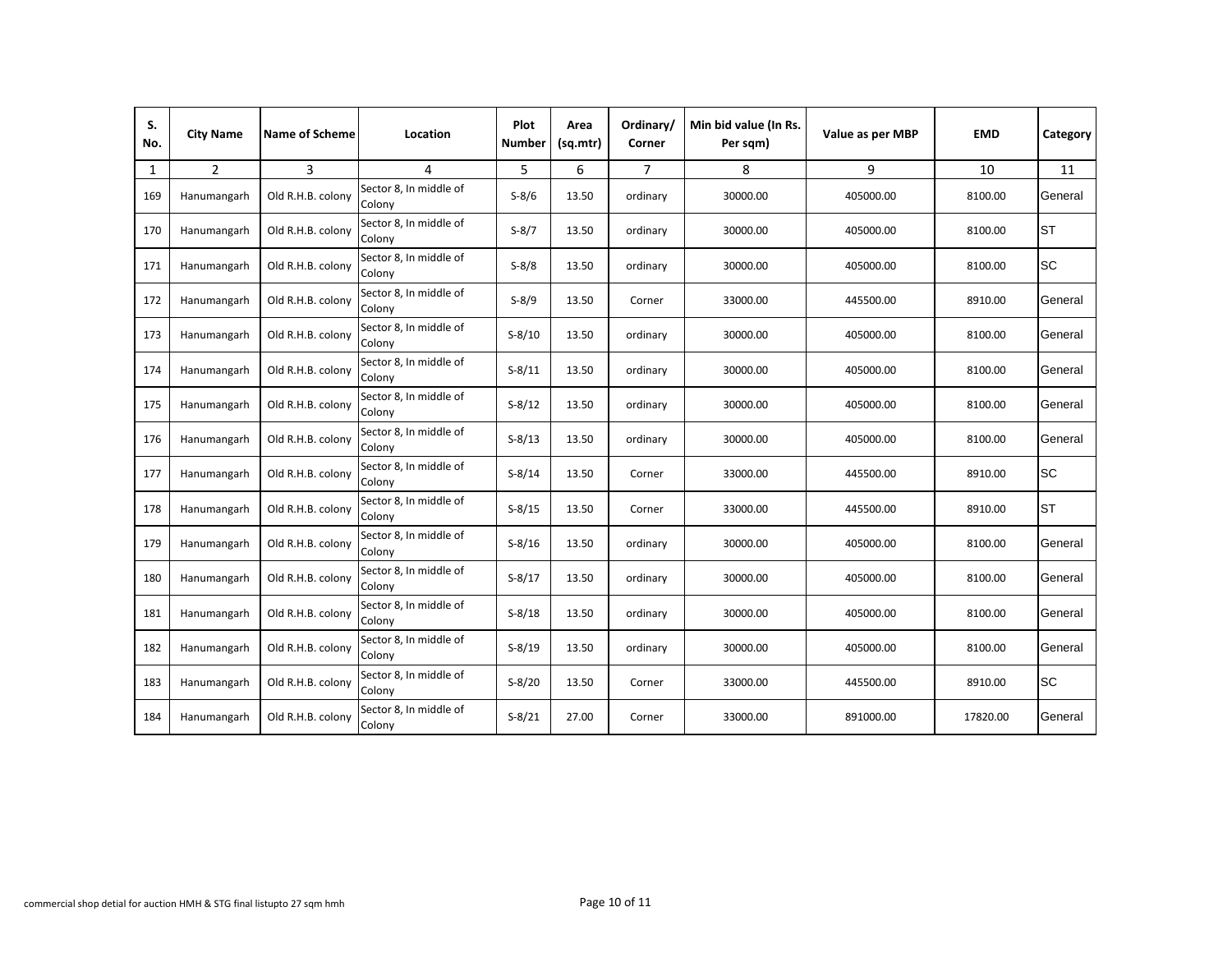| S. No. | City Name | Name of Scheme | Location | Plot Number | Area (sq.mtr) | Ordinary/ Corner | Min bid value (In Rs. Per sqm) | Value as per MBP | EMD | Category |
|---|---|---|---|---|---|---|---|---|---|---|
| 1 | 2 | 3 | 4 | 5 | 6 | 7 | 8 | 9 | 10 | 11 |
| 169 | Hanumangarh | Old R.H.B. colony | Sector 8, In middle of Colony | S-8/6 | 13.50 | ordinary | 30000.00 | 405000.00 | 8100.00 | General |
| 170 | Hanumangarh | Old R.H.B. colony | Sector 8, In middle of Colony | S-8/7 | 13.50 | ordinary | 30000.00 | 405000.00 | 8100.00 | ST |
| 171 | Hanumangarh | Old R.H.B. colony | Sector 8, In middle of Colony | S-8/8 | 13.50 | ordinary | 30000.00 | 405000.00 | 8100.00 | SC |
| 172 | Hanumangarh | Old R.H.B. colony | Sector 8, In middle of Colony | S-8/9 | 13.50 | Corner | 33000.00 | 445500.00 | 8910.00 | General |
| 173 | Hanumangarh | Old R.H.B. colony | Sector 8, In middle of Colony | S-8/10 | 13.50 | ordinary | 30000.00 | 405000.00 | 8100.00 | General |
| 174 | Hanumangarh | Old R.H.B. colony | Sector 8, In middle of Colony | S-8/11 | 13.50 | ordinary | 30000.00 | 405000.00 | 8100.00 | General |
| 175 | Hanumangarh | Old R.H.B. colony | Sector 8, In middle of Colony | S-8/12 | 13.50 | ordinary | 30000.00 | 405000.00 | 8100.00 | General |
| 176 | Hanumangarh | Old R.H.B. colony | Sector 8, In middle of Colony | S-8/13 | 13.50 | ordinary | 30000.00 | 405000.00 | 8100.00 | General |
| 177 | Hanumangarh | Old R.H.B. colony | Sector 8, In middle of Colony | S-8/14 | 13.50 | Corner | 33000.00 | 445500.00 | 8910.00 | SC |
| 178 | Hanumangarh | Old R.H.B. colony | Sector 8, In middle of Colony | S-8/15 | 13.50 | Corner | 33000.00 | 445500.00 | 8910.00 | ST |
| 179 | Hanumangarh | Old R.H.B. colony | Sector 8, In middle of Colony | S-8/16 | 13.50 | ordinary | 30000.00 | 405000.00 | 8100.00 | General |
| 180 | Hanumangarh | Old R.H.B. colony | Sector 8, In middle of Colony | S-8/17 | 13.50 | ordinary | 30000.00 | 405000.00 | 8100.00 | General |
| 181 | Hanumangarh | Old R.H.B. colony | Sector 8, In middle of Colony | S-8/18 | 13.50 | ordinary | 30000.00 | 405000.00 | 8100.00 | General |
| 182 | Hanumangarh | Old R.H.B. colony | Sector 8, In middle of Colony | S-8/19 | 13.50 | ordinary | 30000.00 | 405000.00 | 8100.00 | General |
| 183 | Hanumangarh | Old R.H.B. colony | Sector 8, In middle of Colony | S-8/20 | 13.50 | Corner | 33000.00 | 445500.00 | 8910.00 | SC |
| 184 | Hanumangarh | Old R.H.B. colony | Sector 8, In middle of Colony | S-8/21 | 27.00 | Corner | 33000.00 | 891000.00 | 17820.00 | General |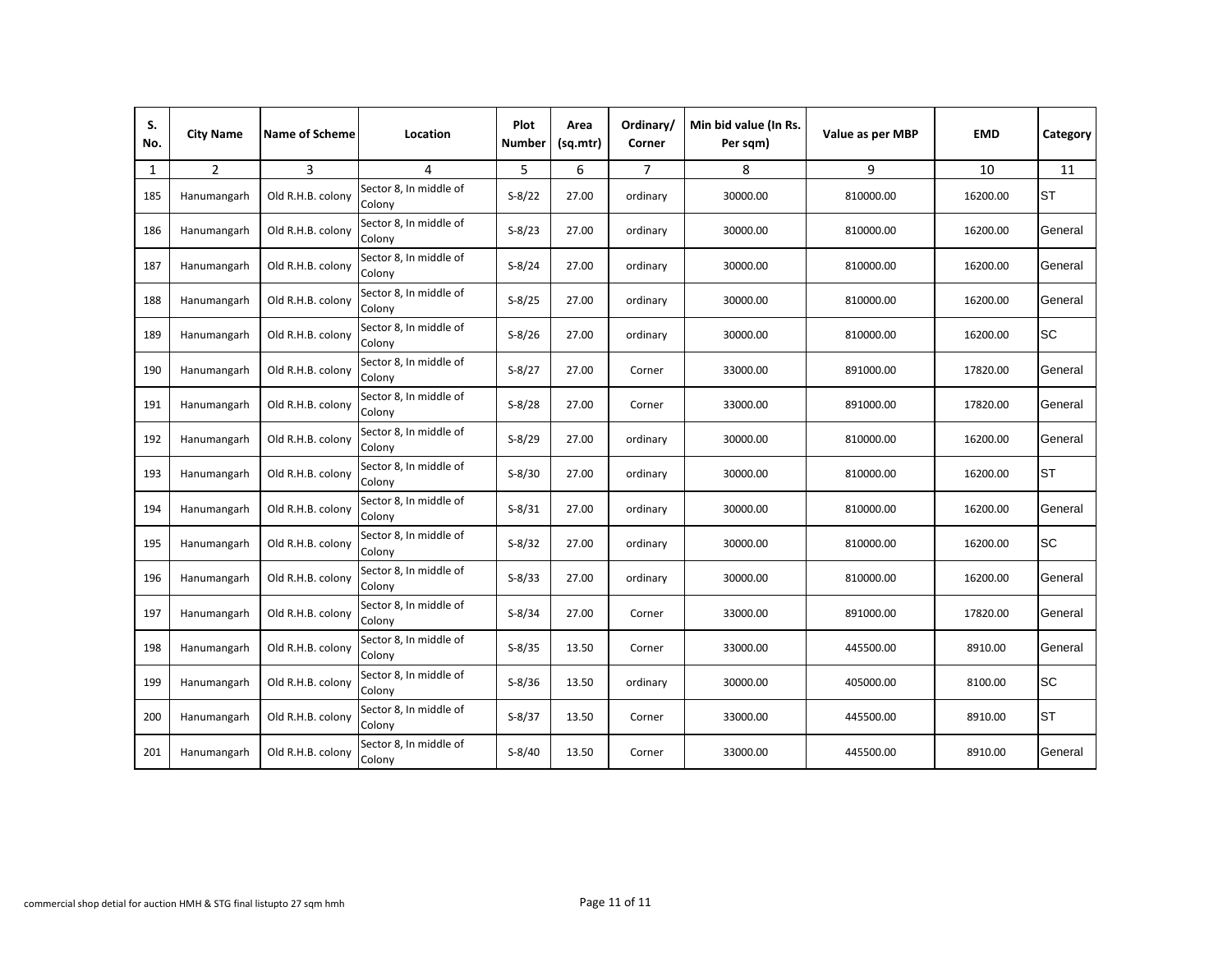| S. No. | City Name | Name of Scheme | Location | Plot Number | Area (sq.mtr) | Ordinary/ Corner | Min bid value (In Rs. Per sqm) | Value as per MBP | EMD | Category |
|---|---|---|---|---|---|---|---|---|---|---|
| 1 | 2 | 3 | 4 | 5 | 6 | 7 | 8 | 9 | 10 | 11 |
| 185 | Hanumangarh | Old R.H.B. colony | Sector 8, In middle of Colony | S-8/22 | 27.00 | ordinary | 30000.00 | 810000.00 | 16200.00 | ST |
| 186 | Hanumangarh | Old R.H.B. colony | Sector 8, In middle of Colony | S-8/23 | 27.00 | ordinary | 30000.00 | 810000.00 | 16200.00 | General |
| 187 | Hanumangarh | Old R.H.B. colony | Sector 8, In middle of Colony | S-8/24 | 27.00 | ordinary | 30000.00 | 810000.00 | 16200.00 | General |
| 188 | Hanumangarh | Old R.H.B. colony | Sector 8, In middle of Colony | S-8/25 | 27.00 | ordinary | 30000.00 | 810000.00 | 16200.00 | General |
| 189 | Hanumangarh | Old R.H.B. colony | Sector 8, In middle of Colony | S-8/26 | 27.00 | ordinary | 30000.00 | 810000.00 | 16200.00 | SC |
| 190 | Hanumangarh | Old R.H.B. colony | Sector 8, In middle of Colony | S-8/27 | 27.00 | Corner | 33000.00 | 891000.00 | 17820.00 | General |
| 191 | Hanumangarh | Old R.H.B. colony | Sector 8, In middle of Colony | S-8/28 | 27.00 | Corner | 33000.00 | 891000.00 | 17820.00 | General |
| 192 | Hanumangarh | Old R.H.B. colony | Sector 8, In middle of Colony | S-8/29 | 27.00 | ordinary | 30000.00 | 810000.00 | 16200.00 | General |
| 193 | Hanumangarh | Old R.H.B. colony | Sector 8, In middle of Colony | S-8/30 | 27.00 | ordinary | 30000.00 | 810000.00 | 16200.00 | ST |
| 194 | Hanumangarh | Old R.H.B. colony | Sector 8, In middle of Colony | S-8/31 | 27.00 | ordinary | 30000.00 | 810000.00 | 16200.00 | General |
| 195 | Hanumangarh | Old R.H.B. colony | Sector 8, In middle of Colony | S-8/32 | 27.00 | ordinary | 30000.00 | 810000.00 | 16200.00 | SC |
| 196 | Hanumangarh | Old R.H.B. colony | Sector 8, In middle of Colony | S-8/33 | 27.00 | ordinary | 30000.00 | 810000.00 | 16200.00 | General |
| 197 | Hanumangarh | Old R.H.B. colony | Sector 8, In middle of Colony | S-8/34 | 27.00 | Corner | 33000.00 | 891000.00 | 17820.00 | General |
| 198 | Hanumangarh | Old R.H.B. colony | Sector 8, In middle of Colony | S-8/35 | 13.50 | Corner | 33000.00 | 445500.00 | 8910.00 | General |
| 199 | Hanumangarh | Old R.H.B. colony | Sector 8, In middle of Colony | S-8/36 | 13.50 | ordinary | 30000.00 | 405000.00 | 8100.00 | SC |
| 200 | Hanumangarh | Old R.H.B. colony | Sector 8, In middle of Colony | S-8/37 | 13.50 | Corner | 33000.00 | 445500.00 | 8910.00 | ST |
| 201 | Hanumangarh | Old R.H.B. colony | Sector 8, In middle of Colony | S-8/40 | 13.50 | Corner | 33000.00 | 445500.00 | 8910.00 | General |